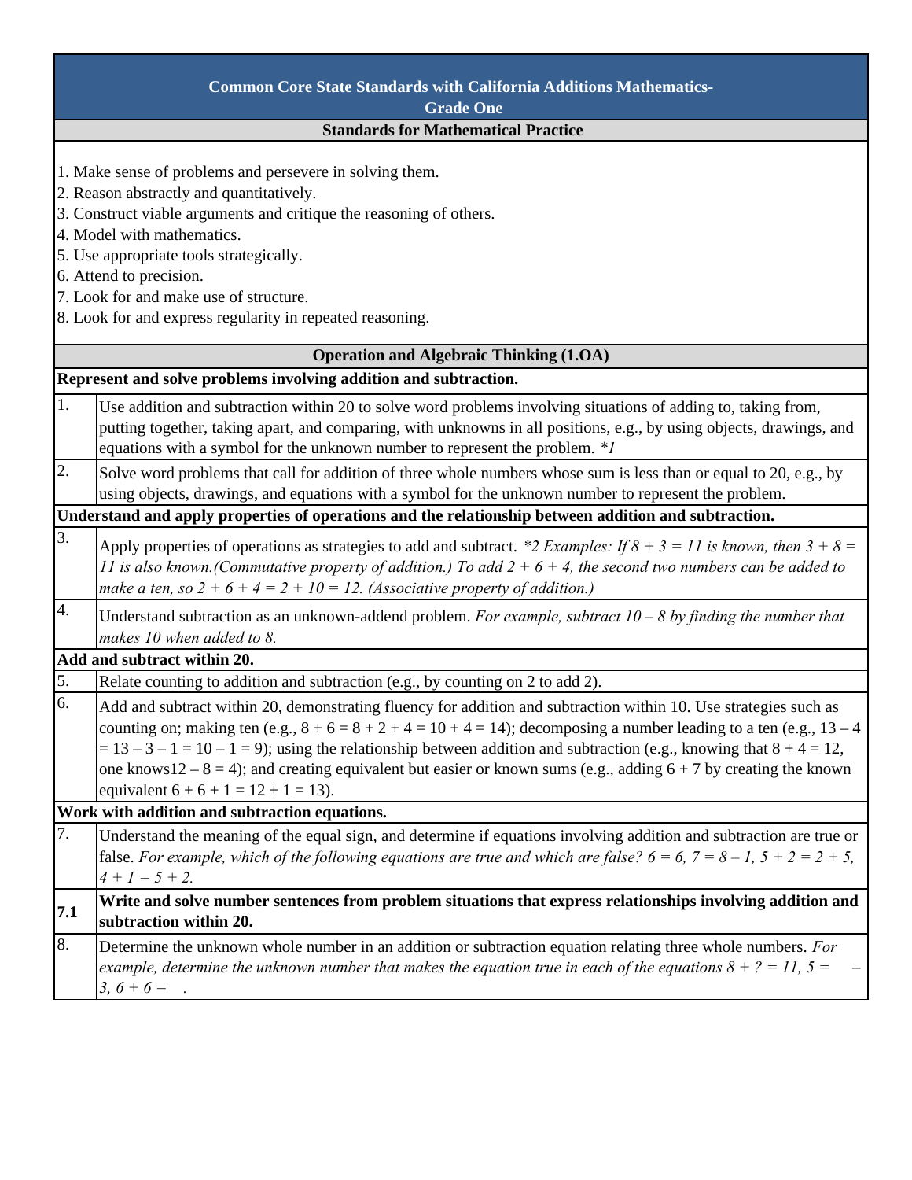# Common Core State Standards with California Additions Mathematics- Grade One

## Standards for Mathematical Practice

1. Make sense of problems and persevere in solving them.
2. Reason abstractly and quantitatively.
3. Construct viable arguments and critique the reasoning of others.
4. Model with mathematics.
5. Use appropriate tools strategically.
6. Attend to precision.
7. Look for and make use of structure.
8. Look for and express regularity in repeated reasoning.

## Operation and Algebraic Thinking (1.OA)

**Represent and solve problems involving addition and subtraction.**

| | |
|---|---|
| 1. | Use addition and subtraction within 20 to solve word problems involving situations of adding to, taking from, putting together, taking apart, and comparing, with unknowns in all positions, e.g., by using objects, drawings, and equations with a symbol for the unknown number to represent the problem. *\*1* |
| 2. | Solve word problems that call for addition of three whole numbers whose sum is less than or equal to 20, e.g., by using objects, drawings, and equations with a symbol for the unknown number to represent the problem. |

**Understand and apply properties of operations and the relationship between addition and subtraction.**

| | |
|---|---|
| 3. | Apply properties of operations as strategies to add and subtract. *\*2 Examples: If 8 + 3 = 11 is known, then 3 + 8 = 11 is also known.(Commutative property of addition.) To add 2 + 6 + 4, the second two numbers can be added to make a ten, so 2 + 6 + 4 = 2 + 10 = 12. (Associative property of addition.)* |
| 4. | Understand subtraction as an unknown-addend problem. *For example, subtract 10 – 8 by finding the number that makes 10 when added to 8.* |

**Add and subtract within 20.**

| | |
|---|---|
| 5. | Relate counting to addition and subtraction (e.g., by counting on 2 to add 2). |
| 6. | Add and subtract within 20, demonstrating fluency for addition and subtraction within 10. Use strategies such as counting on; making ten (e.g., 8 + 6 = 8 + 2 + 4 = 10 + 4 = 14); decomposing a number leading to a ten (e.g., 13 – 4 = 13 – 3 – 1 = 10 – 1 = 9); using the relationship between addition and subtraction (e.g., knowing that 8 + 4 = 12, one knows12 – 8 = 4); and creating equivalent but easier or known sums (e.g., adding 6 + 7 by creating the known equivalent 6 + 6 + 1 = 12 + 1 = 13). |

**Work with addition and subtraction equations.**

| | |
|---|---|
| 7. | Understand the meaning of the equal sign, and determine if equations involving addition and subtraction are true or false. *For example, which of the following equations are true and which are false? 6 = 6, 7 = 8 – 1, 5 + 2 = 2 + 5, 4 + 1 = 5 + 2.* |
| **7.1** | **Write and solve number sentences from problem situations that express relationships involving addition and subtraction within 20.** |
| 8. | Determine the unknown whole number in an addition or subtraction equation relating three whole numbers. *For example, determine the unknown number that makes the equation true in each of the equations 8 + ? = 11, 5 = &nbsp;&nbsp; – 3, 6 + 6 = &nbsp;&nbsp; .* |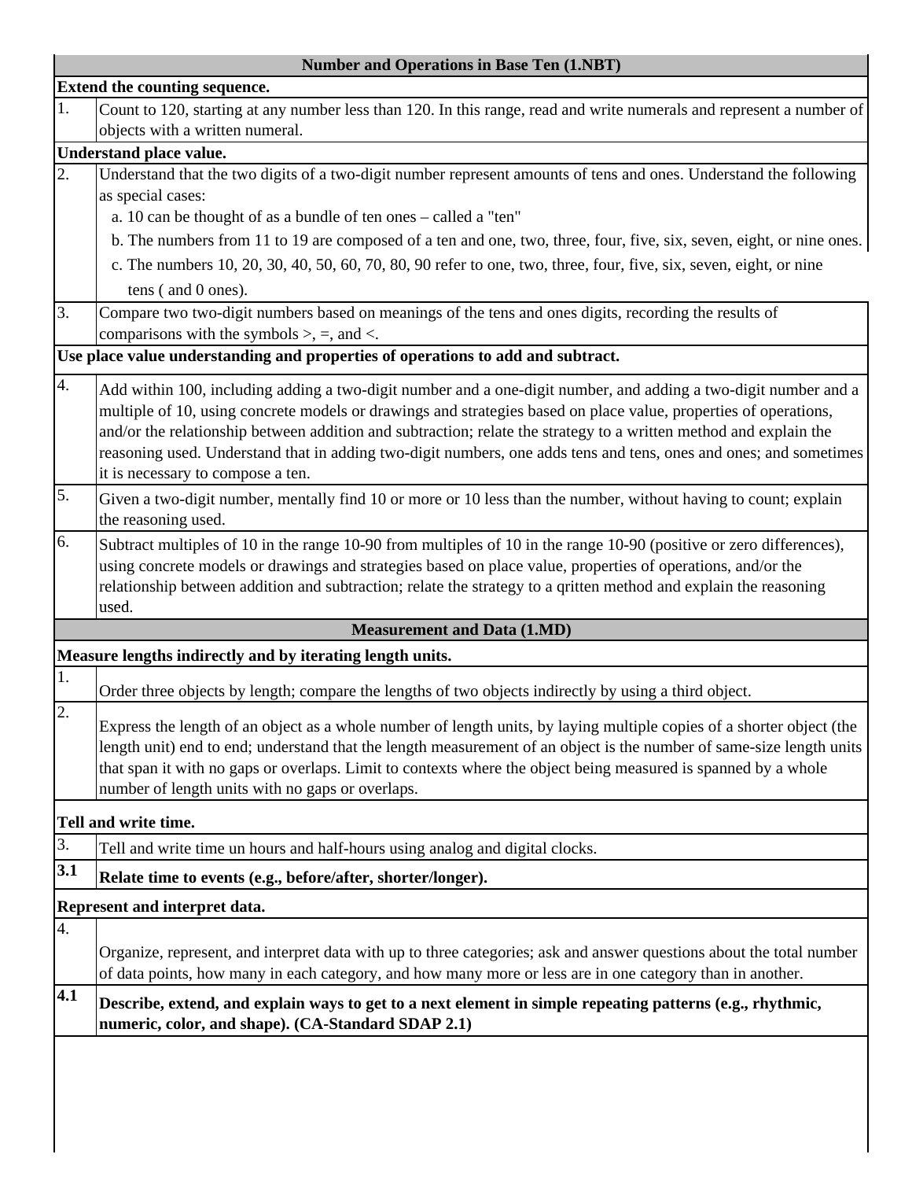| Number and Operations in Base Ten (1.NBT) | |
|---|---|
| **Extend the counting sequence.** | |
| 1. | Count to 120, starting at any number less than 120. In this range, read and write numerals and represent a number of objects with a written numeral. |
| **Understand place value.** | |
| 2. | Understand that the two digits of a two-digit number represent amounts of tens and ones. Understand the following as special cases:<br>a. 10 can be thought of as a bundle of ten ones – called a "ten"<br>b. The numbers from 11 to 19 are composed of a ten and one, two, three, four, five, six, seven, eight, or nine ones.<br>c. The numbers 10, 20, 30, 40, 50, 60, 70, 80, 90 refer to one, two, three, four, five, six, seven, eight, or nine tens ( and 0 ones). |
| 3. | Compare two two-digit numbers based on meanings of the tens and ones digits, recording the results of comparisons with the symbols >, =, and <. |
| **Use place value understanding and properties of operations to add and subtract.** | |
| 4. | Add within 100, including adding a two-digit number and a one-digit number, and adding a two-digit number and a multiple of 10, using concrete models or drawings and strategies based on place value, properties of operations, and/or the relationship between addition and subtraction; relate the strategy to a written method and explain the reasoning used. Understand that in adding two-digit numbers, one adds tens and tens, ones and ones; and sometimes it is necessary to compose a ten. |
| 5. | Given a two-digit number, mentally find 10 or more or 10 less than the number, without having to count; explain the reasoning used. |
| 6. | Subtract multiples of 10 in the range 10-90 from multiples of 10 in the range 10-90 (positive or zero differences), using concrete models or drawings and strategies based on place value, properties of operations, and/or the relationship between addition and subtraction; relate the strategy to a qritten method and explain the reasoning used. |
| **Measurement and Data (1.MD)** | |
| **Measure lengths indirectly and by iterating length units.** | |
| 1. | Order three objects by length; compare the lengths of two objects indirectly by using a third object. |
| 2. | Express the length of an object as a whole number of length units, by laying multiple copies of a shorter object (the length unit) end to end; understand that the length measurement of an object is the number of same-size length units that span it with no gaps or overlaps. Limit to contexts where the object being measured is spanned by a whole number of length units with no gaps or overlaps. |
| **Tell and write time.** | |
| 3. | Tell and write time un hours and half-hours using analog and digital clocks. |
| **3.1** | **Relate time to events (e.g., before/after, shorter/longer).** |
| **Represent and interpret data.** | |
| 4. | Organize, represent, and interpret data with up to three categories; ask and answer questions about the total number of data points, how many in each category, and how many more or less are in one category than in another. |
| **4.1** | **Describe, extend, and explain ways to get to a next element in simple repeating patterns (e.g., rhythmic, numeric, color, and shape). (CA-Standard SDAP 2.1)** |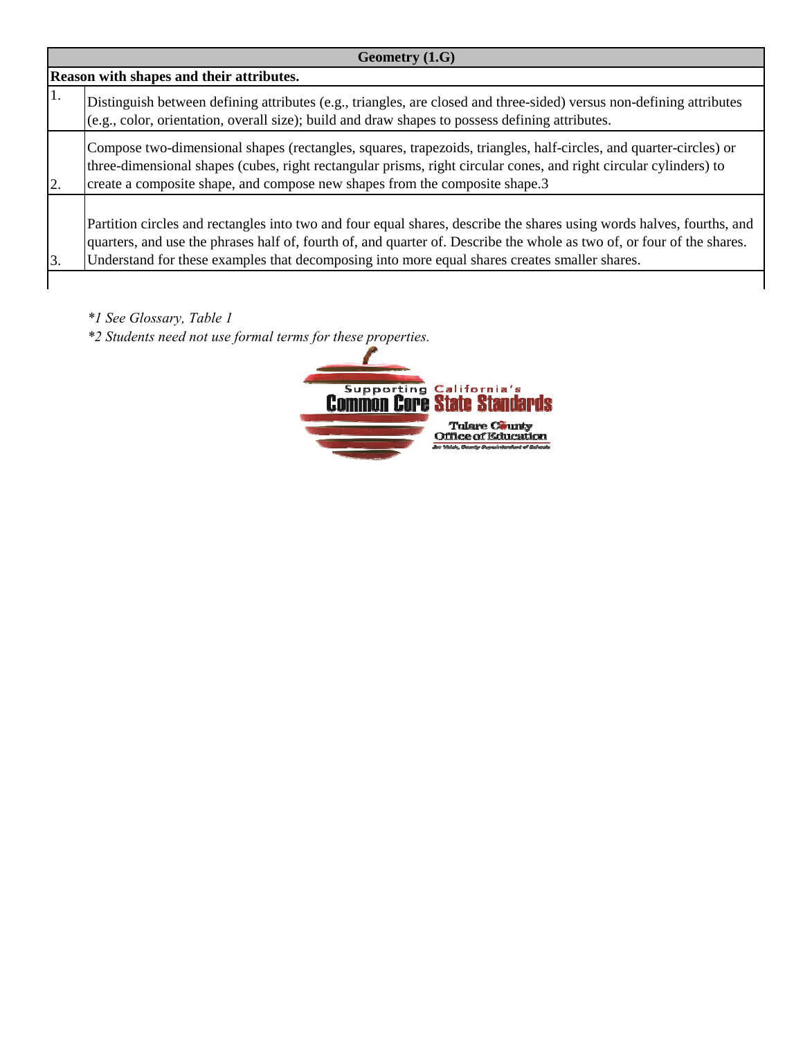| Geometry (1.G) | |
|---|---|
| **Reason with shapes and their attributes.** | |
| 1. | Distinguish between defining attributes (e.g., triangles, are closed and three-sided) versus non-defining attributes (e.g., color, orientation, overall size); build and draw shapes to possess defining attributes. |
| 2. | Compose two-dimensional shapes (rectangles, squares, trapezoids, triangles, half-circles, and quarter-circles) or three-dimensional shapes (cubes, right rectangular prisms, right circular cones, and right circular cylinders) to create a composite shape, and compose new shapes from the composite shape.3 |
| 3. | Partition circles and rectangles into two and four equal shares, describe the shares using words halves, fourths, and quarters, and use the phrases half of, fourth of, and quarter of. Describe the whole as two of, or four of the shares. Understand for these examples that decomposing into more equal shares creates smaller shares. |

*\*1 See Glossary, Table 1*

*\*2 Students need not use formal terms for these properties.*

Supporting California's Common Core State Standards

Tulare County Office of Education